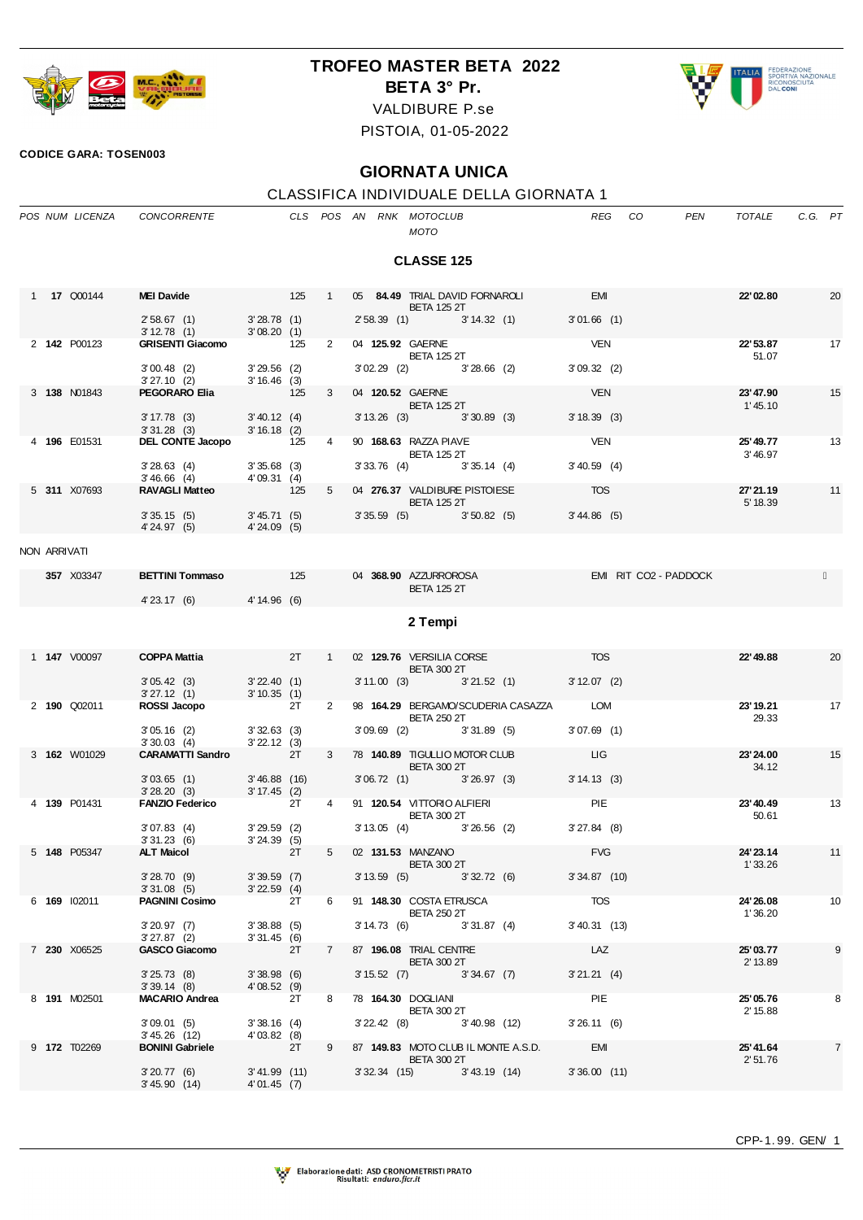# TROFEO MASTER BETA 2022

## BETA 3° Pr.

VALDIBURE P.se

PISTOIA, 01-05-2022

**CODICE GARA: TOSEN003**

## GIORNATA UNICA

CLASSIFICA INDIVIDUALE DELLA GIORNATA 1

### CLASSE 125

| POS | NUM | LICENZA | CONCORRENTE | CLS | POS | AN | RNK | MOTOCLUB / MOTO | REG | CO | PEN | TOTALE | C.G. | PT |
|---|---|---|---|---|---|---|---|---|---|---|---|---|---|---|
| 1 | **17** | Q00144 | **MEI Davide** | 125 | 1 | 05 | **84.49** | TRIAL DAVID FORNAROLI / BETA 125 2T | EMI | | | **22'02.80** | | 20 |
| | | | 2'58.67 (1) / 3'12.78 (1) | 3'28.78 (1) / 3'08.20 (1) | | | | 2'58.39 (1) / 3'14.32 (1) | 3'01.66 (1) | | | | | |
| 2 | **142** | P00123 | **GRISENTI Giacomo** | 125 | 2 | 04 | **125.92** | GAERNE / BETA 125 2T | VEN | | | **22'53.87** / 51.07 | | 17 |
| | | | 3'00.48 (2) / 3'27.10 (2) | 3'29.56 (2) / 3'16.46 (3) | | | | 3'02.29 (2) / 3'28.66 (2) | 3'09.32 (2) | | | | | |
| 3 | **138** | N01843 | **PEGORARO Elia** | 125 | 3 | 04 | **120.52** | GAERNE / BETA 125 2T | VEN | | | **23'47.90** / 1'45.10 | | 15 |
| | | | 3'17.78 (3) / 3'31.28 (3) | 3'40.12 (4) / 3'16.18 (2) | | | | 3'13.26 (3) / 3'30.89 (3) | 3'18.39 (3) | | | | | |
| 4 | **196** | E01531 | **DEL CONTE Jacopo** | 125 | 4 | 90 | **168.63** | RAZZA PIAVE / BETA 125 2T | VEN | | | **25'49.77** / 3'46.97 | | 13 |
| | | | 3'28.63 (4) / 3'46.66 (4) | 3'35.68 (3) / 4'09.31 (4) | | | | 3'33.76 (4) / 3'35.14 (4) | 3'40.59 (4) | | | | | |
| 5 | **311** | X07693 | **RAVAGLI Matteo** | 125 | 5 | 04 | **276.37** | VALDIBURE PISTOIESE / BETA 125 2T | TOS | | | **27'21.19** / 5'18.39 | | 11 |
| | | | 3'35.15 (5) / 4'24.97 (5) | 3'45.71 (5) / 4'24.09 (5) | | | | 3'35.59 (5) / 3'50.82 (5) | 3'44.86 (5) | | | | | |

NON ARRIVATI

| POS | NUM | LICENZA | CONCORRENTE | CLS | POS | AN | RNK | MOTOCLUB / MOTO | REG | CO | PEN | TOTALE | C.G. | PT |
|---|---|---|---|---|---|---|---|---|---|---|---|---|---|---|
| | **357** | X03347 | **BETTINI Tommaso** | 125 | | 04 | **368.90** | AZZURROROSA / BETA 125 2T | EMI | RIT CO2 - PADDOCK | | | | |
| | | | 4'23.17 (6) | 4'14.96 (6) | | | | | | | | | | |

### 2 Tempi

| POS | NUM | LICENZA | CONCORRENTE | CLS | POS | AN | RNK | MOTOCLUB / MOTO | REG | CO | PEN | TOTALE | C.G. | PT |
|---|---|---|---|---|---|---|---|---|---|---|---|---|---|---|
| 1 | **147** | V00097 | **COPPA Mattia** | 2T | 1 | 02 | **129.76** | VERSILIA CORSE / BETA 300 2T | TOS | | | **22'49.88** | | 20 |
| | | | 3'05.42 (3) / 3'27.12 (1) | 3'22.40 (1) / 3'10.35 (1) | | | | 3'11.00 (3) / 3'21.52 (1) | 3'12.07 (2) | | | | | |
| 2 | **190** | Q02011 | **ROSSI Jacopo** | 2T | 2 | 98 | **164.29** | BERGAMO/SCUDERIA CASAZZA / BETA 250 2T | LOM | | | **23'19.21** / 29.33 | | 17 |
| | | | 3'05.16 (2) / 3'30.03 (4) | 3'32.63 (3) / 3'22.12 (3) | | | | 3'09.69 (2) / 3'31.89 (5) | 3'07.69 (1) | | | | | |
| 3 | **162** | W01029 | **CARAMATTI Sandro** | 2T | 3 | 78 | **140.89** | TIGULLIO MOTOR CLUB / BETA 300 2T | LIG | | | **23'24.00** / 34.12 | | 15 |
| | | | 3'03.65 (1) / 3'28.20 (3) | 3'46.88 (16) / 3'17.45 (2) | | | | 3'06.72 (1) / 3'26.97 (3) | 3'14.13 (3) | | | | | |
| 4 | **139** | P01431 | **FANZIO Federico** | 2T | 4 | 91 | **120.54** | VITTORIO ALFIERI / BETA 300 2T | PIE | | | **23'40.49** / 50.61 | | 13 |
| | | | 3'07.83 (4) / 3'31.23 (6) | 3'29.59 (2) / 3'24.39 (5) | | | | 3'13.05 (4) / 3'26.56 (2) | 3'27.84 (8) | | | | | |
| 5 | **148** | P05347 | **ALT Maicol** | 2T | 5 | 02 | **131.53** | MANZANO / BETA 300 2T | FVG | | | **24'23.14** / 1'33.26 | | 11 |
| | | | 3'28.70 (9) / 3'31.08 (5) | 3'39.59 (7) / 3'22.59 (4) | | | | 3'13.59 (5) / 3'32.72 (6) | 3'34.87 (10) | | | | | |
| 6 | **169** | I02011 | **PAGNINI Cosimo** | 2T | 6 | 91 | **148.30** | COSTA ETRUSCA / BETA 250 2T | TOS | | | **24'26.08** / 1'36.20 | | 10 |
| | | | 3'20.97 (7) / 3'27.87 (2) | 3'38.88 (5) / 3'31.45 (6) | | | | 3'14.73 (6) / 3'31.87 (4) | 3'40.31 (13) | | | | | |
| 7 | **230** | X06525 | **GASCO Giacomo** | 2T | 7 | 87 | **196.08** | TRIAL CENTRE / BETA 300 2T | LAZ | | | **25'03.77** / 2'13.89 | | 9 |
| | | | 3'25.73 (8) / 3'39.14 (8) | 3'38.98 (6) / 4'08.52 (9) | | | | 3'15.52 (7) / 3'34.67 (7) | 3'21.21 (4) | | | | | |
| 8 | **191** | M02501 | **MACARIO Andrea** | 2T | 8 | 78 | **164.30** | DOGLIANI / BETA 300 2T | PIE | | | **25'05.76** / 2'15.88 | | 8 |
| | | | 3'09.01 (5) / 3'45.26 (12) | 3'38.16 (4) / 4'03.82 (8) | | | | 3'22.42 (8) / 3'40.98 (12) | 3'26.11 (6) | | | | | |
| 9 | **172** | T02269 | **BONINI Gabriele** | 2T | 9 | 87 | **149.83** | MOTO CLUB IL MONTE A.S.D. / BETA 300 2T | EMI | | | **25'41.64** / 2'51.76 | | 7 |
| | | | 3'20.77 (6) / 3'45.90 (14) | 3'41.99 (11) / 4'01.45 (7) | | | | 3'32.34 (15) / 3'43.19 (14) | 3'36.00 (11) | | | | | |

CPP-1.99. GEN/ 1

Elaborazione dati: ASD CRONOMETRISTI PRATO
Risultati: enduro.ficr.it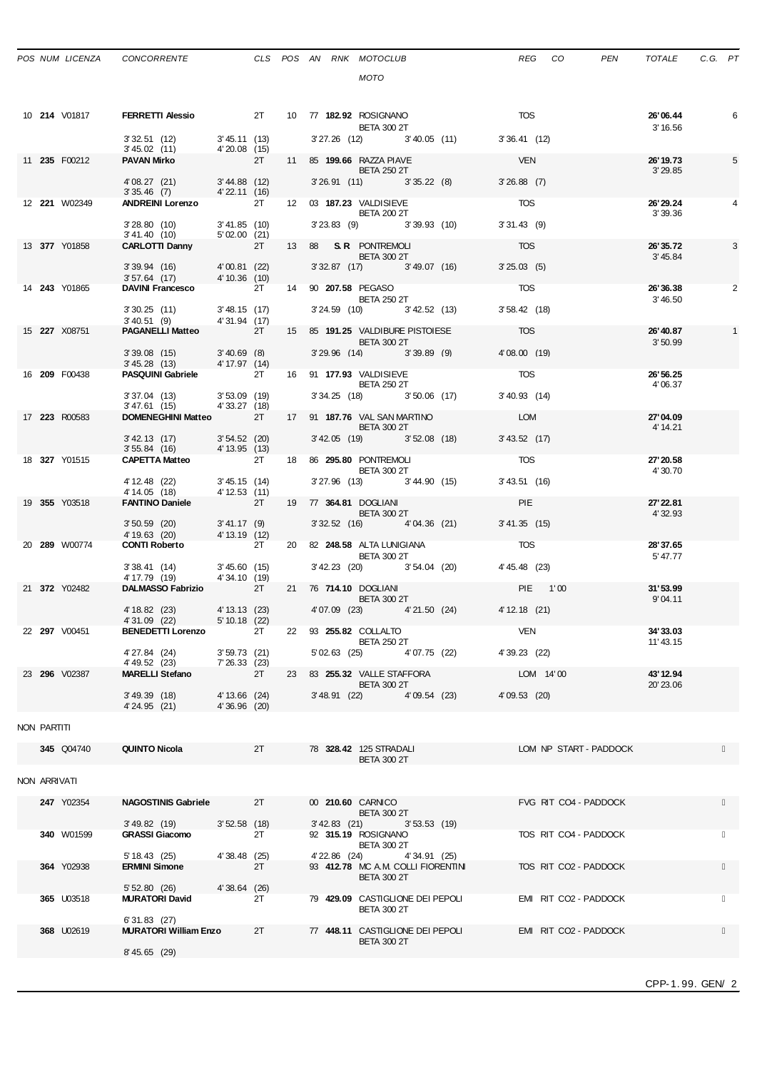| POS | NUM | LICENZA | CONCORRENTE | CLS | POS | AN | RNK | MOTOCLUB / MOTO | REG | CO | PEN | TOTALE | C.G. | PT |
|---|---|---|---|---|---|---|---|---|---|---|---|---|---|---|
| 10 | **214** | V01817 | **FERRETTI Alessio** | 2T | 10 | 77 | **182.92** | ROSIGNANO / BETA 300 2T | TOS | | | **26'06.44** / 3'16.56 | | 6 |
| | | | 3'32.51 (12) · 3'45.11 (13) · 3'27.26 (12) · 3'40.05 (11) · 3'36.41 (12) · 3'45.02 (11) · 4'20.08 (15) | | | | | | | | | | | |
| 11 | **235** | F00212 | **PAVAN Mirko** | 2T | 11 | 85 | **199.66** | RAZZA PIAVE / BETA 250 2T | VEN | | | **26'19.73** / 3'29.85 | | 5 |
| | | | 4'08.27 (21) · 3'44.88 (12) · 3'26.91 (11) · 3'35.22 (8) · 3'26.88 (7) · 3'35.46 (7) · 4'22.11 (16) | | | | | | | | | | | |
| 12 | **221** | W02349 | **ANDREINI Lorenzo** | 2T | 12 | 03 | **187.23** | VALDISIEVE / BETA 200 2T | TOS | | | **26'29.24** / 3'39.36 | | 4 |
| | | | 3'28.80 (10) · 3'41.85 (10) · 3'23.83 (9) · 3'39.93 (10) · 3'31.43 (9) · 3'41.40 (10) · 5'02.00 (21) | | | | | | | | | | | |
| 13 | **377** | Y01858 | **CARLOTTI Danny** | 2T | 13 | 88 | **S.R** | PONTREMOLI / BETA 300 2T | TOS | | | **26'35.72** / 3'45.84 | | 3 |
| | | | 3'39.94 (16) · 4'00.81 (22) · 3'32.87 (17) · 3'49.07 (16) · 3'25.03 (5) · 3'57.64 (17) · 4'10.36 (10) | | | | | | | | | | | |
| 14 | **243** | Y01865 | **DAVINI Francesco** | 2T | 14 | 90 | **207.58** | PEGASO / BETA 250 2T | TOS | | | **26'36.38** / 3'46.50 | | 2 |
| | | | 3'30.25 (11) · 3'48.15 (17) · 3'24.59 (10) · 3'42.52 (13) · 3'58.42 (18) · 3'40.51 (9) · 4'31.94 (17) | | | | | | | | | | | |
| 15 | **227** | X08751 | **PAGANELLI Matteo** | 2T | 15 | 85 | **191.25** | VALDIBURE PISTOIESE / BETA 300 2T | TOS | | | **26'40.87** / 3'50.99 | | 1 |
| | | | 3'39.08 (15) · 3'40.69 (8) · 3'29.96 (14) · 3'39.89 (9) · 4'08.00 (19) · 3'45.28 (13) · 4'17.97 (14) | | | | | | | | | | | |
| 16 | **209** | F00438 | **PASQUINI Gabriele** | 2T | 16 | 91 | **177.93** | VALDISIEVE / BETA 250 2T | TOS | | | **26'56.25** / 4'06.37 | | |
| | | | 3'37.04 (13) · 3'53.09 (19) · 3'34.25 (18) · 3'50.06 (17) · 3'40.93 (14) · 3'47.61 (15) · 4'33.27 (18) | | | | | | | | | | | |
| 17 | **223** | R00583 | **DOMENEGHINI Matteo** | 2T | 17 | 91 | **187.76** | VAL SAN MARTINO / BETA 300 2T | LOM | | | **27'04.09** / 4'14.21 | | |
| | | | 3'42.13 (17) · 3'54.52 (20) · 3'42.05 (19) · 3'52.08 (18) · 3'43.52 (17) · 3'55.84 (16) · 4'13.95 (13) | | | | | | | | | | | |
| 18 | **327** | Y01515 | **CAPETTA Matteo** | 2T | 18 | 86 | **295.80** | PONTREMOLI / BETA 300 2T | TOS | | | **27'20.58** / 4'30.70 | | |
| | | | 4'12.48 (22) · 3'45.15 (14) · 3'27.96 (13) · 3'44.90 (15) · 3'43.51 (16) · 4'14.05 (18) · 4'12.53 (11) | | | | | | | | | | | |
| 19 | **355** | Y03518 | **FANTINO Daniele** | 2T | 19 | 77 | **364.81** | DOGLIANI / BETA 300 2T | PIE | | | **27'22.81** / 4'32.93 | | |
| | | | 3'50.59 (20) · 3'41.17 (9) · 3'32.52 (16) · 4'04.36 (21) · 3'41.35 (15) · 4'19.63 (20) · 4'13.19 (12) | | | | | | | | | | | |
| 20 | **289** | W00774 | **CONTI Roberto** | 2T | 20 | 82 | **248.58** | ALTA LUNIGIANA / BETA 300 2T | TOS | | | **28'37.65** / 5'47.77 | | |
| | | | 3'38.41 (14) · 3'45.60 (15) · 3'42.23 (20) · 3'54.04 (20) · 4'45.48 (23) · 4'17.79 (19) · 4'34.10 (19) | | | | | | | | | | | |
| 21 | **372** | Y02482 | **DALMASSO Fabrizio** | 2T | 21 | 76 | **714.10** | DOGLIANI / BETA 300 2T | PIE | 1'00 | | **31'53.99** / 9'04.11 | | |
| | | | 4'18.82 (23) · 4'13.13 (23) · 4'07.09 (23) · 4'21.50 (24) · 4'12.18 (21) · 4'31.09 (22) · 5'10.18 (22) | | | | | | | | | | | |
| 22 | **297** | V00451 | **BENEDETTI Lorenzo** | 2T | 22 | 93 | **255.82** | COLLALTO / BETA 250 2T | VEN | | | **34'33.03** / 11'43.15 | | |
| | | | 4'27.84 (24) · 3'59.73 (21) · 5'02.63 (25) · 4'07.75 (22) · 4'39.23 (22) · 4'49.52 (23) · 7'26.33 (23) | | | | | | | | | | | |
| 23 | **296** | V02387 | **MARELLI Stefano** | 2T | 23 | 83 | **255.32** | VALLE STAFFORA / BETA 300 2T | LOM | 14'00 | | **43'12.94** / 20'23.06 | | |
| | | | 3'49.39 (18) · 4'13.66 (24) · 3'48.91 (22) · 4'09.54 (23) · 4'09.53 (20) · 4'24.95 (21) · 4'36.96 (20) | | | | | | | | | | | |

NON PARTITI

| NUM | LICENZA | CONCORRENTE | CLS | AN | RNK | MOTOCLUB / MOTO | REG | CO | PEN |
|---|---|---|---|---|---|---|---|---|---|
| **345** | Q04740 | **QUINTO Nicola** | 2T | 78 | **328.42** | 125 STRADALI / BETA 300 2T | LOM | NP | START - PADDOCK |

NON ARRIVATI

| NUM | LICENZA | CONCORRENTE | CLS | AN | RNK | MOTOCLUB / MOTO | REG | CO | PEN |
|---|---|---|---|---|---|---|---|---|---|
| **247** | Y02354 | **NAGOSTINIS Gabriele** | 2T | 00 | **210.60** | CARNICO / BETA 300 2T | FVG | RIT | CO4 - PADDOCK |
| | | 3'49.82 (19) · 3'52.58 (18) · 3'42.83 (21) · 3'53.53 (19) | | | | | | | |
| **340** | W01599 | **GRASSI Giacomo** | 2T | 92 | **315.19** | ROSIGNANO / BETA 300 2T | TOS | RIT | CO4 - PADDOCK |
| | | 5'18.43 (25) · 4'38.48 (25) · 4'22.86 (24) · 4'34.91 (25) | | | | | | | |
| **364** | Y02938 | **ERMINI Simone** | 2T | 93 | **412.78** | MC A.M. COLLI FIORENTINI / BETA 300 2T | TOS | RIT | CO2 - PADDOCK |
| | | 5'52.80 (26) · 4'38.64 (26) | | | | | | | |
| **365** | U03518 | **MURATORI David** | 2T | 79 | **429.09** | CASTIGLIONE DEI PEPOLI / BETA 300 2T | EMI | RIT | CO2 - PADDOCK |
| | | 6'31.83 (27) | | | | | | | |
| **368** | U02619 | **MURATORI William Enzo** | 2T | 77 | **448.11** | CASTIGLIONE DEI PEPOLI / BETA 300 2T | EMI | RIT | CO2 - PADDOCK |
| | | 8'45.65 (29) | | | | | | | |

CPP-1.99. GEN/ 2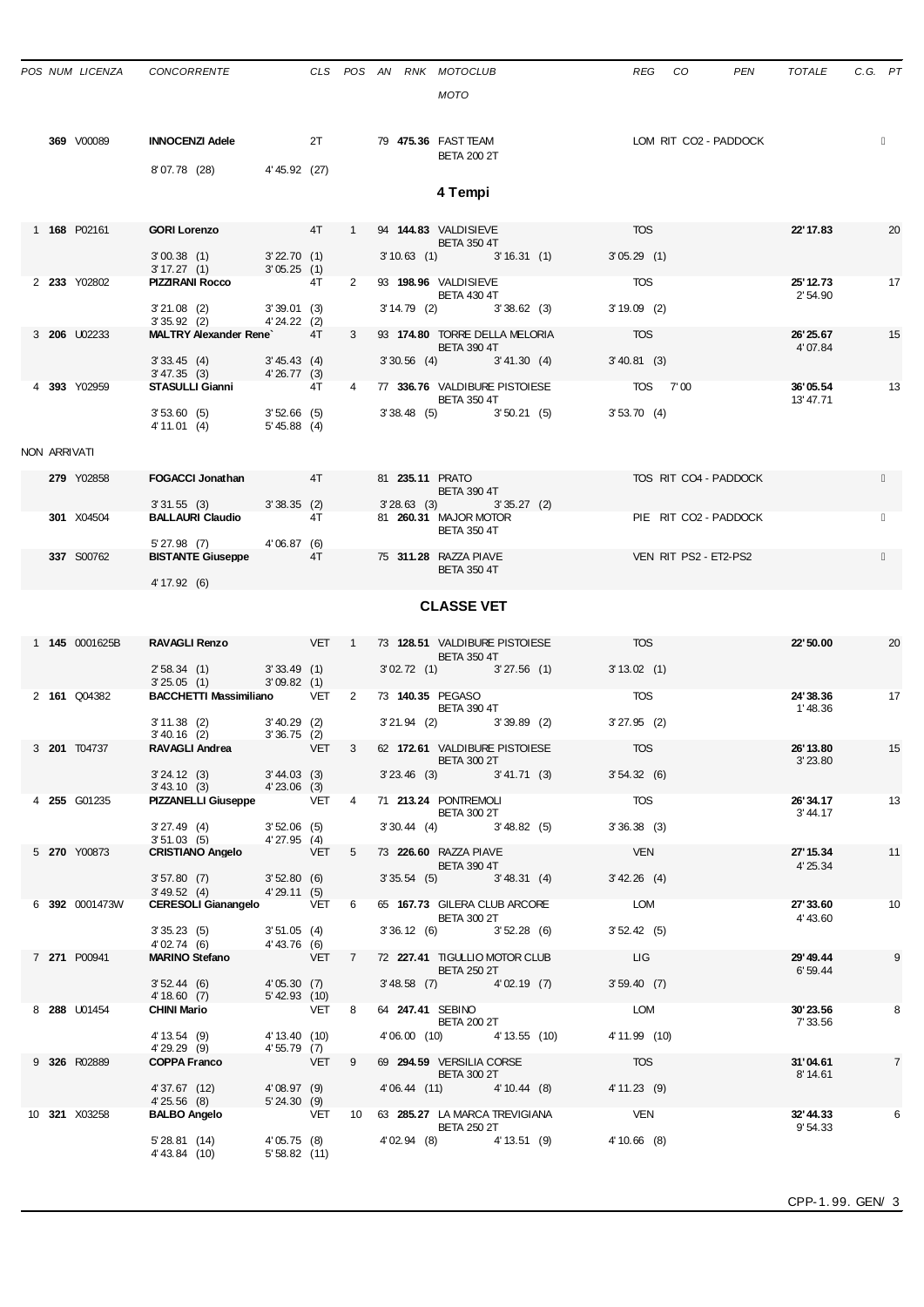| POS | NUM | LICENZA | CONCORRENTE | CLS | POS | AN | RNK | MOTOCLUB / MOTO | REG | CO | PEN | TOTALE | C.G. | PT |
|---|---|---|---|---|---|---|---|---|---|---|---|---|---|---|
| | 369 | V00089 | INNOCENZI Adele | 2T | | 79 | 475.36 | FAST TEAM / BETA 200 2T | LOM | RIT | CO2 - PADDOCK | | | |
| | | | 8'07.78 (28) 4'45.92 (27) | | | | | | | | | | | |

## 4 Tempi

| POS | NUM | LICENZA | CONCORRENTE | CLS | POS | AN | RNK | MOTOCLUB / MOTO | REG | CO | PEN | TOTALE | C.G. | PT |
|---|---|---|---|---|---|---|---|---|---|---|---|---|---|---|
| 1 | 168 | P02161 | GORI Lorenzo | 4T | 1 | 94 | 144.83 | VALDISIEVE / BETA 350 4T | TOS | | | 22'17.83 | | 20 |
| | | | 3'00.38 (1) 3'22.70 (1) 3'10.63 (1) 3'16.31 (1) 3'05.29 (1) 3'17.27 (1) 3'05.25 (1) | | | | | | | | | | | |
| 2 | 233 | Y02802 | PIZZIRANI Rocco | 4T | 2 | 93 | 198.96 | VALDISIEVE / BETA 430 4T | TOS | | | 25'12.73 / 2'54.90 | | 17 |
| | | | 3'21.08 (2) 3'39.01 (3) 3'14.79 (2) 3'38.62 (3) 3'19.09 (2) 3'35.92 (2) 4'24.22 (2) | | | | | | | | | | | |
| 3 | 206 | U02233 | MALTRY Alexander Rene` | 4T | 3 | 93 | 174.80 | TORRE DELLA MELORIA / BETA 390 4T | TOS | | | 26'25.67 / 4'07.84 | | 15 |
| | | | 3'33.45 (4) 3'45.43 (4) 3'30.56 (4) 3'41.30 (4) 3'40.81 (3) 3'47.35 (3) 4'26.77 (3) | | | | | | | | | | | |
| 4 | 393 | Y02959 | STASULLI Gianni | 4T | 4 | 77 | 336.76 | VALDIBURE PISTOIESE / BETA 350 4T | TOS | 7'00 | | 36'05.54 / 13'47.71 | | 13 |
| | | | 3'53.60 (5) 3'52.66 (5) 3'38.48 (5) 3'50.21 (5) 3'53.70 (4) 4'11.01 (4) 5'45.88 (4) | | | | | | | | | | | |

NON ARRIVATI

| POS | NUM | LICENZA | CONCORRENTE | CLS | POS | AN | RNK | MOTOCLUB / MOTO | REG | CO | PEN | TOTALE | C.G. | PT |
|---|---|---|---|---|---|---|---|---|---|---|---|---|---|---|
| | 279 | Y02858 | FOGACCI Jonathan | 4T | | 81 | 235.11 | PRATO / BETA 390 4T | TOS | RIT | CO4 - PADDOCK | | | |
| | | | 3'31.55 (3) 3'38.35 (2) 3'28.63 (3) 3'35.27 (2) | | | | | | | | | | | |
| | 301 | X04504 | BALLAURI Claudio | 4T | | 81 | 260.31 | MAJOR MOTOR / BETA 350 4T | PIE | RIT | CO2 - PADDOCK | | | |
| | | | 5'27.98 (7) 4'06.87 (6) | | | | | | | | | | | |
| | 337 | S00762 | BISTANTE Giuseppe | 4T | | 75 | 311.28 | RAZZA PIAVE / BETA 350 4T | VEN | RIT | PS2 - ET2-PS2 | | | |
| | | | 4'17.92 (6) | | | | | | | | | | | |

## CLASSE VET

| POS | NUM | LICENZA | CONCORRENTE | CLS | POS | AN | RNK | MOTOCLUB / MOTO | REG | CO | PEN | TOTALE | C.G. | PT |
|---|---|---|---|---|---|---|---|---|---|---|---|---|---|---|
| 1 | 145 | 0001625B | RAVAGLI Renzo | VET | 1 | 73 | 128.51 | VALDIBURE PISTOIESE / BETA 350 4T | TOS | | | 22'50.00 | | 20 |
| | | | 2'58.34 (1) 3'33.49 (1) 3'02.72 (1) 3'27.56 (1) 3'13.02 (1) 3'25.05 (1) 3'09.82 (1) | | | | | | | | | | | |
| 2 | 161 | Q04382 | BACCHETTI Massimiliano | VET | 2 | 73 | 140.35 | PEGASO / BETA 390 4T | TOS | | | 24'38.36 / 1'48.36 | | 17 |
| | | | 3'11.38 (2) 3'40.29 (2) 3'21.94 (2) 3'39.89 (2) 3'27.95 (2) 3'40.16 (2) 3'36.75 (2) | | | | | | | | | | | |
| 3 | 201 | T04737 | RAVAGLI Andrea | VET | 3 | 62 | 172.61 | VALDIBURE PISTOIESE / BETA 300 2T | TOS | | | 26'13.80 / 3'23.80 | | 15 |
| | | | 3'24.12 (3) 3'44.03 (3) 3'23.46 (3) 3'41.71 (3) 3'54.32 (6) 3'43.10 (3) 4'23.06 (3) | | | | | | | | | | | |
| 4 | 255 | G01235 | PIZZANELLI Giuseppe | VET | 4 | 71 | 213.24 | PONTREMOLI / BETA 300 2T | TOS | | | 26'34.17 / 3'44.17 | | 13 |
| | | | 3'27.49 (4) 3'52.06 (5) 3'30.44 (4) 3'48.82 (5) 3'36.38 (3) 3'51.03 (5) 4'27.95 (4) | | | | | | | | | | | |
| 5 | 270 | Y00873 | CRISTIANO Angelo | VET | 5 | 73 | 226.60 | RAZZA PIAVE / BETA 390 4T | VEN | | | 27'15.34 / 4'25.34 | | 11 |
| | | | 3'57.80 (7) 3'52.80 (6) 3'35.54 (5) 3'48.31 (4) 3'42.26 (4) 3'49.52 (4) 4'29.11 (5) | | | | | | | | | | | |
| 6 | 392 | 0001473W | CERESOLI Gianangelo | VET | 6 | 65 | 167.73 | GILERA CLUB ARCORE / BETA 300 2T | LOM | | | 27'33.60 / 4'43.60 | | 10 |
| | | | 3'35.23 (5) 3'51.05 (4) 3'36.12 (6) 3'52.28 (6) 3'52.42 (5) 4'02.74 (6) 4'43.76 (6) | | | | | | | | | | | |
| 7 | 271 | P00941 | MARINO Stefano | VET | 7 | 72 | 227.41 | TIGULLIO MOTOR CLUB / BETA 250 2T | LIG | | | 29'49.44 / 6'59.44 | | 9 |
| | | | 3'52.44 (6) 4'05.30 (7) 3'48.58 (7) 4'02.19 (7) 3'59.40 (7) 4'18.60 (7) 5'42.93 (10) | | | | | | | | | | | |
| 8 | 288 | U01454 | CHINI Mario | VET | 8 | 64 | 247.41 | SEBINO / BETA 200 2T | LOM | | | 30'23.56 / 7'33.56 | | 8 |
| | | | 4'13.54 (9) 4'13.40 (10) 4'06.00 (10) 4'13.55 (10) 4'11.99 (10) 4'29.29 (9) 4'55.79 (7) | | | | | | | | | | | |
| 9 | 326 | R02889 | COPPA Franco | VET | 9 | 69 | 294.59 | VERSILIA CORSE / BETA 300 2T | TOS | | | 31'04.61 / 8'14.61 | | 7 |
| | | | 4'37.67 (12) 4'08.97 (9) 4'06.44 (11) 4'10.44 (8) 4'11.23 (9) 4'25.56 (8) 5'24.30 (9) | | | | | | | | | | | |
| 10 | 321 | X03258 | BALBO Angelo | VET | 10 | 63 | 285.27 | LA MARCA TREVIGIANA / BETA 250 2T | VEN | | | 32'44.33 / 9'54.33 | | 6 |
| | | | 5'28.81 (14) 4'05.75 (8) 4'02.94 (8) 4'13.51 (9) 4'10.66 (8) 4'43.84 (10) 5'58.82 (11) | | | | | | | | | | | |

CPP-1.99. GEN/ 3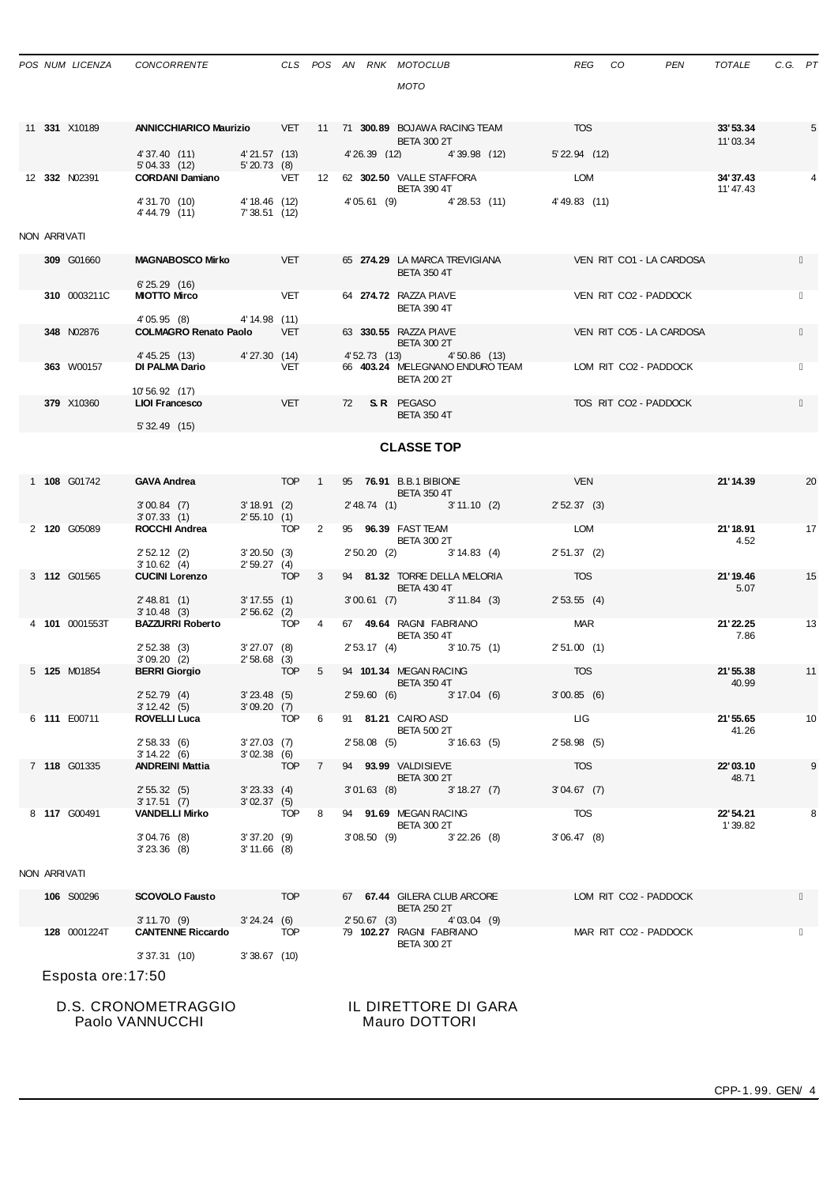| POS | NUM | LICENZA | CONCORRENTE | CLS | POS | AN | RNK | MOTOCLUB / MOTO | REG | CO | PEN | TOTALE | C.G. | PT |
|---|---|---|---|---|---|---|---|---|---|---|---|---|---|---|
| 11 | **331** | X10189 | **ANNICCHIARICO Maurizio** | VET | 11 | 71 | **300.89** | BOJAWA RACING TEAM / BETA 300 2T | TOS | | | **33'53.34** 11'03.34 | | 5 |
| | | | 4'37.40 (11) 4'21.57 (13) 4'26.39 (12) 4'39.98 (12) 5'22.94 (12) 5'04.33 (12) 5'20.73 (8) | | | | | | | | | | | |
| 12 | **332** | N02391 | **CORDANI Damiano** | VET | 12 | 62 | **302.50** | VALLE STAFFORA / BETA 390 4T | LOM | | | **34'37.43** 11'47.43 | | 4 |
| | | | 4'31.70 (10) 4'18.46 (12) 4'05.61 (9) 4'28.53 (11) 4'49.83 (11) 4'44.79 (11) 7'38.51 (12) | | | | | | | | | | | |

NON ARRIVATI

| NUM | LICENZA | CONCORRENTE | CLS | AN | RNK | MOTOCLUB / MOTO | REG | CO |
|---|---|---|---|---|---|---|---|---|
| **309** | G01660 | **MAGNABOSCO Mirko** | VET | 65 | **274.29** | LA MARCA TREVIGIANA / BETA 350 4T | VEN | RIT CO1 - LA CARDOSA |
| | | 6'25.29 (16) | | | | | | |
| **310** | 0003211C | **MIOTTO Mirco** | VET | 64 | **274.72** | RAZZA PIAVE / BETA 390 4T | VEN | RIT CO2 - PADDOCK |
| | | 4'05.95 (8) 4'14.98 (11) | | | | | | |
| **348** | N02876 | **COLMAGRO Renato Paolo** | VET | 63 | **330.55** | RAZZA PIAVE / BETA 300 2T | VEN | RIT CO5 - LA CARDOSA |
| | | 4'45.25 (13) 4'27.30 (14) 4'52.73 (13) 4'50.86 (13) | | | | | | |
| **363** | W00157 | **DI PALMA Dario** | VET | 66 | **403.24** | MELEGNANO ENDURO TEAM / BETA 200 2T | LOM | RIT CO2 - PADDOCK |
| | | 10'56.92 (17) | | | | | | |
| **379** | X10360 | **LIOI Francesco** | VET | 72 | **S.R** | PEGASO / BETA 350 4T | TOS | RIT CO2 - PADDOCK |
| | | 5'32.49 (15) | | | | | | |

## CLASSE TOP

| POS | NUM | LICENZA | CONCORRENTE | CLS | POS | AN | RNK | MOTOCLUB / MOTO | REG | TOTALE | PT |
|---|---|---|---|---|---|---|---|---|---|---|---|
| 1 | **108** | G01742 | **GAVA Andrea** | TOP | 1 | 95 | **76.91** | B.B.1 BIBIONE / BETA 350 4T | VEN | **21'14.39** | 20 |
| | | | 3'00.84 (7) 3'18.91 (2) 2'48.74 (1) 3'11.10 (2) 2'52.37 (3) 3'07.33 (1) 2'55.10 (1) | | | | | | | | |
| 2 | **120** | G05089 | **ROCCHI Andrea** | TOP | 2 | 95 | **96.39** | FAST TEAM / BETA 300 2T | LOM | **21'18.91** 4.52 | 17 |
| | | | 2'52.12 (2) 3'20.50 (3) 2'50.20 (2) 3'14.83 (4) 2'51.37 (2) 3'10.62 (4) 2'59.27 (4) | | | | | | | | |
| 3 | **112** | G01565 | **CUCINI Lorenzo** | TOP | 3 | 94 | **81.32** | TORRE DELLA MELORIA / BETA 430 4T | TOS | **21'19.46** 5.07 | 15 |
| | | | 2'48.81 (1) 3'17.55 (1) 3'00.61 (7) 3'11.84 (3) 2'53.55 (4) 3'10.48 (3) 2'56.62 (2) | | | | | | | | |
| 4 | **101** | 0001553T | **BAZZURRI Roberto** | TOP | 4 | 67 | **49.64** | RAGNI FABRIANO / BETA 350 4T | MAR | **21'22.25** 7.86 | 13 |
| | | | 2'52.38 (3) 3'27.07 (8) 2'53.17 (4) 3'10.75 (1) 2'51.00 (1) 3'09.20 (2) 2'58.68 (3) | | | | | | | | |
| 5 | **125** | M01854 | **BERRI Giorgio** | TOP | 5 | 94 | **101.34** | MEGAN RACING / BETA 350 4T | TOS | **21'55.38** 40.99 | 11 |
| | | | 2'52.79 (4) 3'23.48 (5) 2'59.60 (6) 3'17.04 (6) 3'00.85 (6) 3'12.42 (5) 3'09.20 (7) | | | | | | | | |
| 6 | **111** | E00711 | **ROVELLI Luca** | TOP | 6 | 91 | **81.21** | CAIRO ASD / BETA 500 2T | LIG | **21'55.65** 41.26 | 10 |
| | | | 2'58.33 (6) 3'27.03 (7) 2'58.08 (5) 3'16.63 (5) 2'58.98 (5) 3'14.22 (6) 3'02.38 (6) | | | | | | | | |
| 7 | **118** | G01335 | **ANDREINI Mattia** | TOP | 7 | 94 | **93.99** | VALDISIEVE / BETA 300 2T | TOS | **22'03.10** 48.71 | 9 |
| | | | 2'55.32 (5) 3'23.33 (4) 3'01.63 (8) 3'18.27 (7) 3'04.67 (7) 3'17.51 (7) 3'02.37 (5) | | | | | | | | |
| 8 | **117** | G00491 | **VANDELLI Mirko** | TOP | 8 | 94 | **91.69** | MEGAN RACING / BETA 300 2T | TOS | **22'54.21** 1'39.82 | 8 |
| | | | 3'04.76 (8) 3'37.20 (9) 3'08.50 (9) 3'22.26 (8) 3'06.47 (8) 3'23.36 (8) 3'11.66 (8) | | | | | | | | |

NON ARRIVATI

| NUM | LICENZA | CONCORRENTE | CLS | AN | RNK | MOTOCLUB / MOTO | REG | CO |
|---|---|---|---|---|---|---|---|---|
| **106** | S00296 | **SCOVOLO Fausto** | TOP | 67 | **67.44** | GILERA CLUB ARCORE / BETA 250 2T | LOM | RIT CO2 - PADDOCK |
| | | 3'11.70 (9) 3'24.24 (6) 2'50.67 (3) 4'03.04 (9) | | | | | | |
| **128** | 0001224T | **CANTENNE Riccardo** | TOP | 79 | **102.27** | RAGNI FABRIANO / BETA 300 2T | MAR | RIT CO2 - PADDOCK |
| | | 3'37.31 (10) 3'38.67 (10) | | | | | | |

Esposta ore:17:50

D.S. CRONOMETRAGGIO
Paolo VANNUCCHI

IL DIRETTORE DI GARA
Mauro DOTTORI

CPP-1.99. GEN/ 4